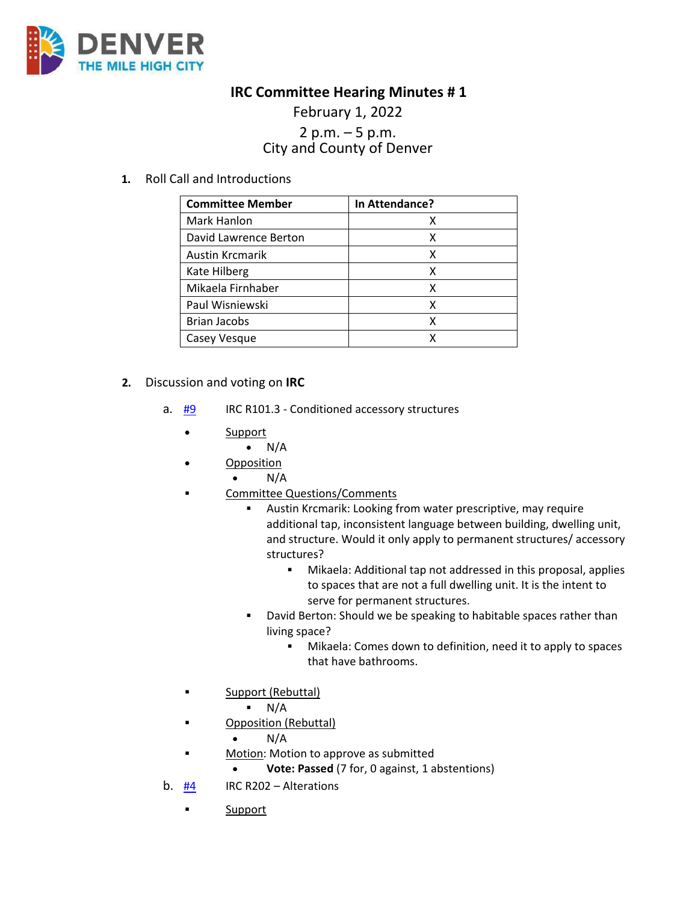**IRC Committee Hearing Minutes # 1**

February 1, 2022

2 p.m. – 5 p.m.

City and County of Denver

1. Roll Call and Introductions

| Committee Member | In Attendance? |
|---|---|
| Mark Hanlon | X |
| David Lawrence Berton | X |
| Austin Krcmarik | X |
| Kate Hilberg | X |
| Mikaela Firnhaber | X |
| Paul Wisniewski | X |
| Brian Jacobs | X |
| Casey Vesque | X |

2. Discussion and voting on **IRC**

   a. #9 IRC R101.3 - Conditioned accessory structures

   - Support
     - N/A
   - Opposition
     - N/A
   - Committee Questions/Comments
     - Austin Krcmarik: Looking from water prescriptive, may require additional tap, inconsistent language between building, dwelling unit, and structure. Would it only apply to permanent structures/ accessory structures?
       - Mikaela: Additional tap not addressed in this proposal, applies to spaces that are not a full dwelling unit. It is the intent to serve for permanent structures.
     - David Berton: Should we be speaking to habitable spaces rather than living space?
       - Mikaela: Comes down to definition, need it to apply to spaces that have bathrooms.
   - Support (Rebuttal)
     - N/A
   - Opposition (Rebuttal)
     - N/A
   - Motion: Motion to approve as submitted
     - **Vote: Passed** (7 for, 0 against, 1 abstentions)

   b. #4 IRC R202 – Alterations

   - Support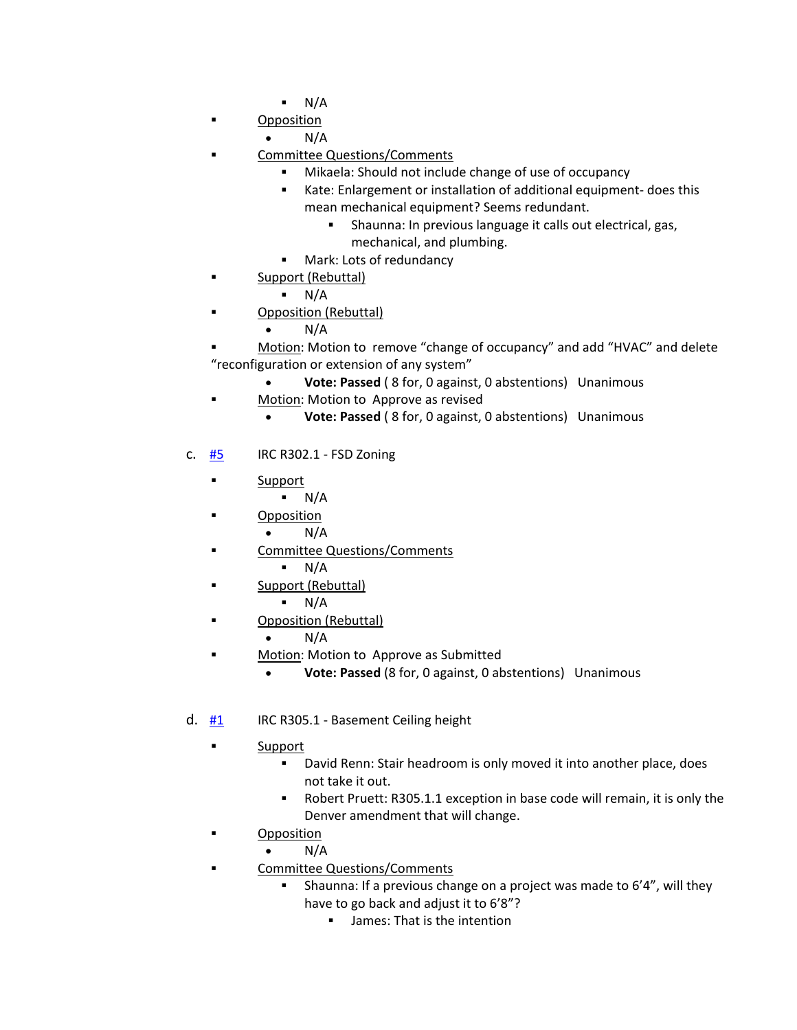- N/A
    - Opposition
        - N/A
    - Committee Questions/Comments
        - Mikaela: Should not include change of use of occupancy
        - Kate: Enlargement or installation of additional equipment- does this mean mechanical equipment? Seems redundant.
            - Shaunna: In previous language it calls out electrical, gas, mechanical, and plumbing.
        - Mark: Lots of redundancy
    - Support (Rebuttal)
        - N/A
    - Opposition (Rebuttal)
        - N/A
    - Motion: Motion to remove "change of occupancy" and add "HVAC" and delete "reconfiguration or extension of any system"
        - **Vote: Passed** ( 8 for, 0 against, 0 abstentions) Unanimous
    - Motion: Motion to Approve as revised
        - **Vote: Passed** ( 8 for, 0 against, 0 abstentions) Unanimous

c. #5 IRC R302.1 - FSD Zoning

- Support
    - N/A
- Opposition
    - N/A
- Committee Questions/Comments
    - N/A
- Support (Rebuttal)
    - N/A
- Opposition (Rebuttal)
    - N/A
- Motion: Motion to Approve as Submitted
    - **Vote: Passed** (8 for, 0 against, 0 abstentions) Unanimous

d. #1 IRC R305.1 - Basement Ceiling height

- Support
    - David Renn: Stair headroom is only moved it into another place, does not take it out.
    - Robert Pruett: R305.1.1 exception in base code will remain, it is only the Denver amendment that will change.
- Opposition
    - N/A
- Committee Questions/Comments
    - Shaunna: If a previous change on a project was made to 6'4", will they have to go back and adjust it to 6'8"?
        - James: That is the intention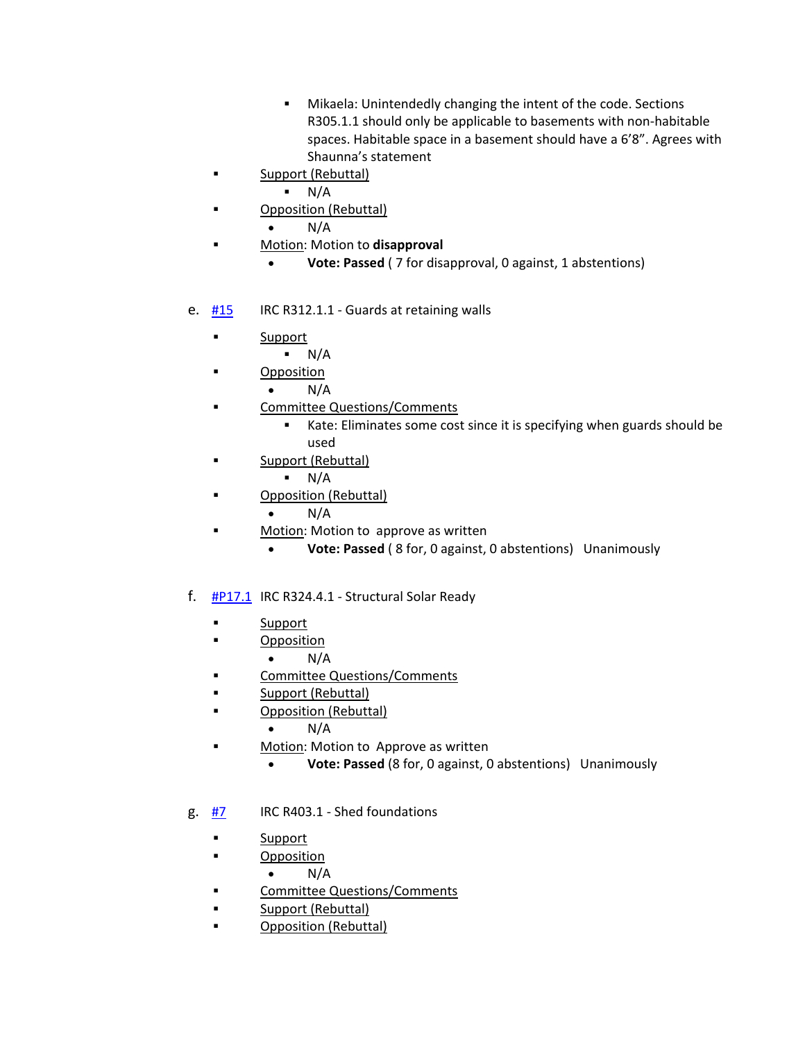- Mikaela: Unintendedly changing the intent of the code. Sections R305.1.1 should only be applicable to basements with non-habitable spaces. Habitable space in a basement should have a 6'8". Agrees with Shaunna's statement
    - Support (Rebuttal)
        - N/A
    - Opposition (Rebuttal)
        - N/A
    - Motion: Motion to **disapproval**
        - **Vote: Passed** ( 7 for disapproval, 0 against, 1 abstentions)

e. #15 IRC R312.1.1 - Guards at retaining walls

- Support
    - N/A
- Opposition
    - N/A
- Committee Questions/Comments
    - Kate: Eliminates some cost since it is specifying when guards should be used
- Support (Rebuttal)
    - N/A
- Opposition (Rebuttal)
    - N/A
- Motion: Motion to approve as written
    - **Vote: Passed** ( 8 for, 0 against, 0 abstentions) Unanimously

f. #P17.1 IRC R324.4.1 - Structural Solar Ready

- Support
- Opposition
    - N/A
- Committee Questions/Comments
- Support (Rebuttal)
- Opposition (Rebuttal)
    - N/A
- Motion: Motion to Approve as written
    - **Vote: Passed** (8 for, 0 against, 0 abstentions) Unanimously

g. #7 IRC R403.1 - Shed foundations

- Support
- Opposition
    - N/A
- Committee Questions/Comments
- Support (Rebuttal)
- Opposition (Rebuttal)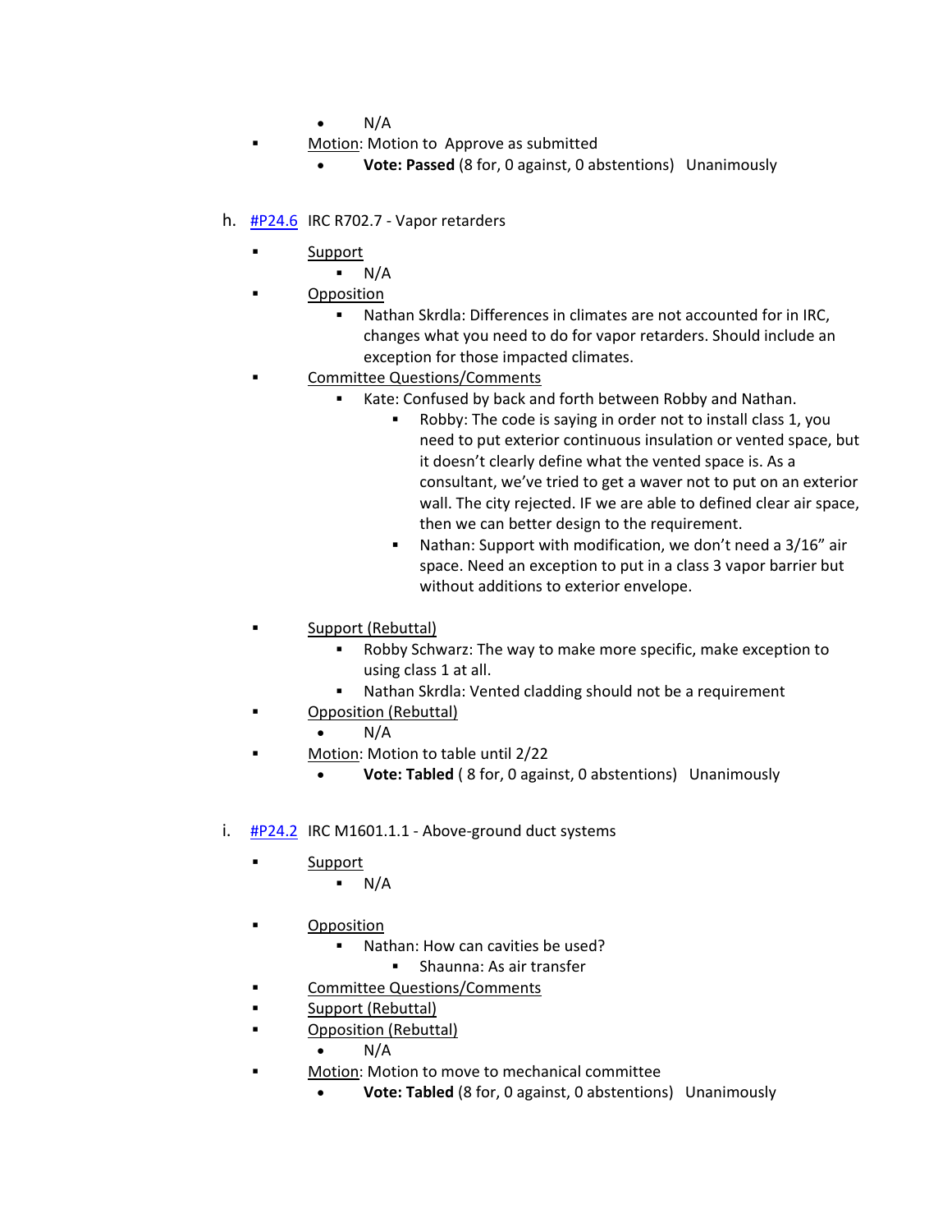- N/A
- Motion: Motion to Approve as submitted
    - **Vote: Passed** (8 for, 0 against, 0 abstentions) Unanimously

h. #P24.6 IRC R702.7 - Vapor retarders

- Support
    - N/A
- Opposition
    - Nathan Skrdla: Differences in climates are not accounted for in IRC, changes what you need to do for vapor retarders. Should include an exception for those impacted climates.
- Committee Questions/Comments
    - Kate: Confused by back and forth between Robby and Nathan.
        - Robby: The code is saying in order not to install class 1, you need to put exterior continuous insulation or vented space, but it doesn't clearly define what the vented space is. As a consultant, we've tried to get a waver not to put on an exterior wall. The city rejected. IF we are able to defined clear air space, then we can better design to the requirement.
        - Nathan: Support with modification, we don't need a 3/16" air space. Need an exception to put in a class 3 vapor barrier but without additions to exterior envelope.
- Support (Rebuttal)
    - Robby Schwarz: The way to make more specific, make exception to using class 1 at all.
    - Nathan Skrdla: Vented cladding should not be a requirement
- Opposition (Rebuttal)
    - N/A
- Motion: Motion to table until 2/22
    - **Vote: Tabled** ( 8 for, 0 against, 0 abstentions) Unanimously

i. #P24.2 IRC M1601.1.1 - Above-ground duct systems

- Support
    - N/A
- Opposition
    - Nathan: How can cavities be used?
        - Shaunna: As air transfer
- Committee Questions/Comments
- Support (Rebuttal)
- Opposition (Rebuttal)
    - N/A
- Motion: Motion to move to mechanical committee
    - **Vote: Tabled** (8 for, 0 against, 0 abstentions) Unanimously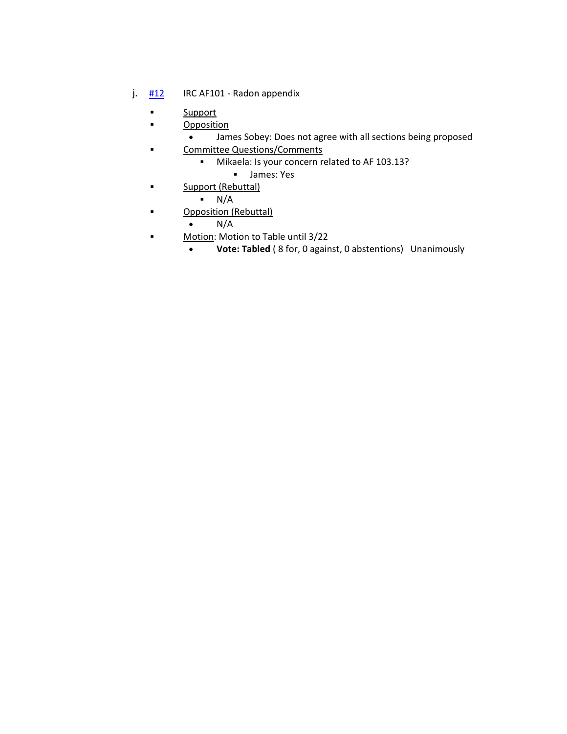j. #12 IRC AF101 - Radon appendix

- Support
- Opposition
  - James Sobey: Does not agree with all sections being proposed
- Committee Questions/Comments
  - Mikaela: Is your concern related to AF 103.13?
    - James: Yes
- Support (Rebuttal)
  - N/A
- Opposition (Rebuttal)
  - N/A
- Motion: Motion to Table until 3/22
  - **Vote: Tabled** ( 8 for, 0 against, 0 abstentions) Unanimously